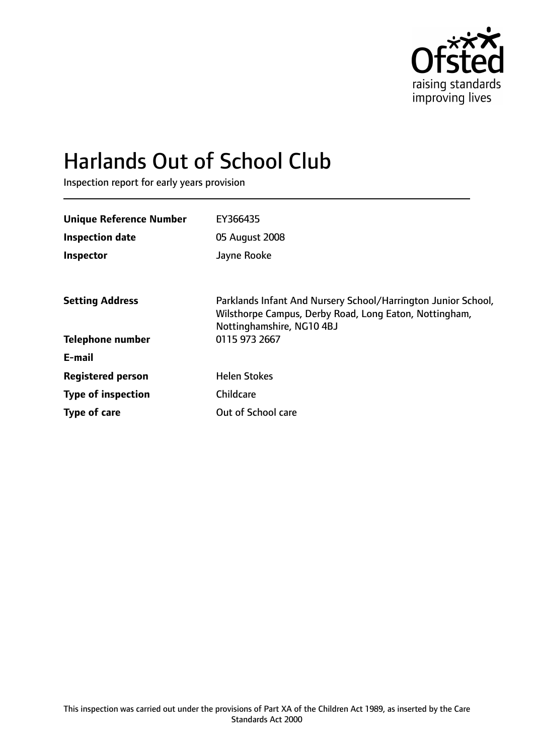Ofsted
raising standards
improving lives

# Harlands Out of School Club

Inspection report for early years provision

| | |
|---|---|
| **Unique Reference Number** | EY366435 |
| **Inspection date** | 05 August 2008 |
| **Inspector** | Jayne Rooke |
| | |
| **Setting Address** | Parklands Infant And Nursery School/Harrington Junior School, Wilsthorpe Campus, Derby Road, Long Eaton, Nottingham, Nottinghamshire, NG10 4BJ |
| **Telephone number** | 0115 973 2667 |
| **E-mail** | |
| **Registered person** | Helen Stokes |
| **Type of inspection** | Childcare |
| **Type of care** | Out of School care |

This inspection was carried out under the provisions of Part XA of the Children Act 1989, as inserted by the Care Standards Act 2000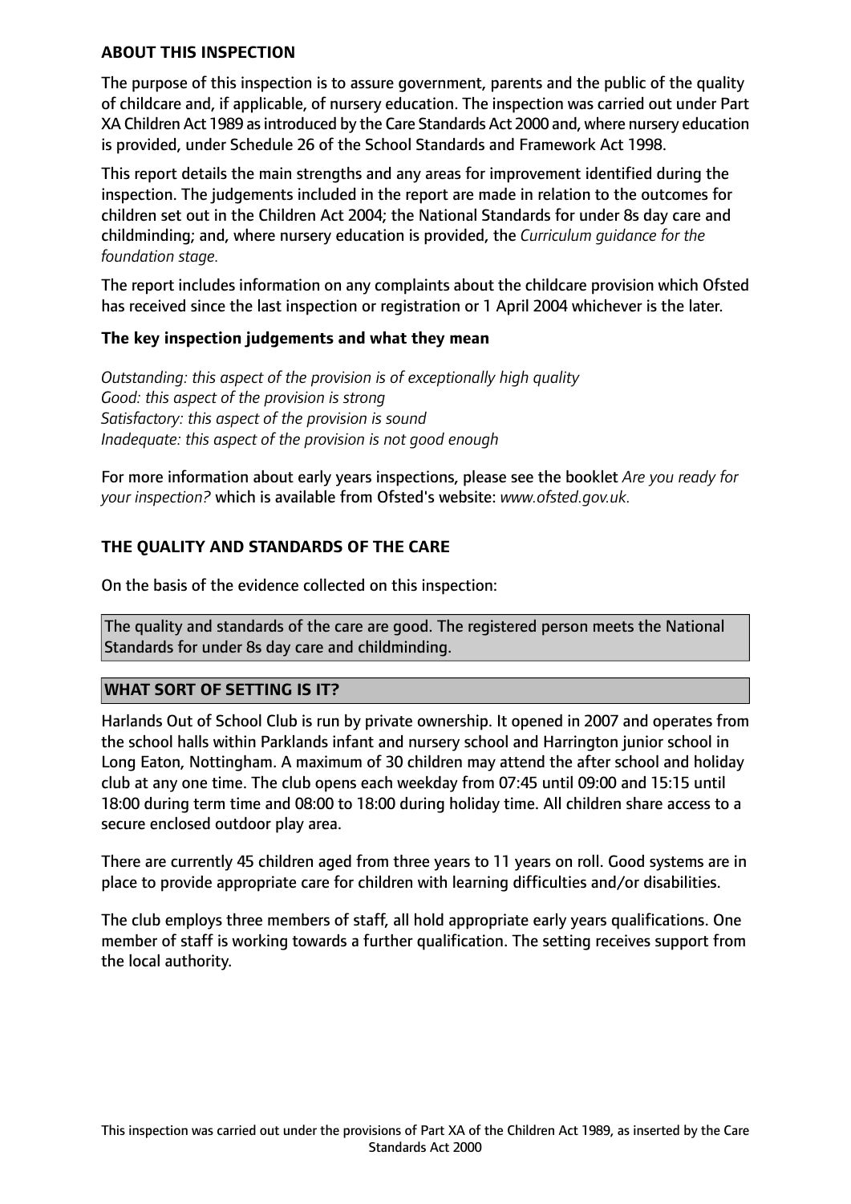## ABOUT THIS INSPECTION

The purpose of this inspection is to assure government, parents and the public of the quality of childcare and, if applicable, of nursery education. The inspection was carried out under Part XA Children Act 1989 as introduced by the Care Standards Act 2000 and, where nursery education is provided, under Schedule 26 of the School Standards and Framework Act 1998.

This report details the main strengths and any areas for improvement identified during the inspection. The judgements included in the report are made in relation to the outcomes for children set out in the Children Act 2004; the National Standards for under 8s day care and childminding; and, where nursery education is provided, the *Curriculum guidance for the foundation stage.*

The report includes information on any complaints about the childcare provision which Ofsted has received since the last inspection or registration or 1 April 2004 whichever is the later.

### The key inspection judgements and what they mean

*Outstanding: this aspect of the provision is of exceptionally high quality*
*Good: this aspect of the provision is strong*
*Satisfactory: this aspect of the provision is sound*
*Inadequate: this aspect of the provision is not good enough*

For more information about early years inspections, please see the booklet *Are you ready for your inspection?* which is available from Ofsted's website: *www.ofsted.gov.uk.*

## THE QUALITY AND STANDARDS OF THE CARE

On the basis of the evidence collected on this inspection:

The quality and standards of the care are good. The registered person meets the National Standards for under 8s day care and childminding.

## WHAT SORT OF SETTING IS IT?

Harlands Out of School Club is run by private ownership. It opened in 2007 and operates from the school halls within Parklands infant and nursery school and Harrington junior school in Long Eaton, Nottingham. A maximum of 30 children may attend the after school and holiday club at any one time. The club opens each weekday from 07:45 until 09:00 and 15:15 until 18:00 during term time and 08:00 to 18:00 during holiday time. All children share access to a secure enclosed outdoor play area.

There are currently 45 children aged from three years to 11 years on roll. Good systems are in place to provide appropriate care for children with learning difficulties and/or disabilities.

The club employs three members of staff, all hold appropriate early years qualifications. One member of staff is working towards a further qualification. The setting receives support from the local authority.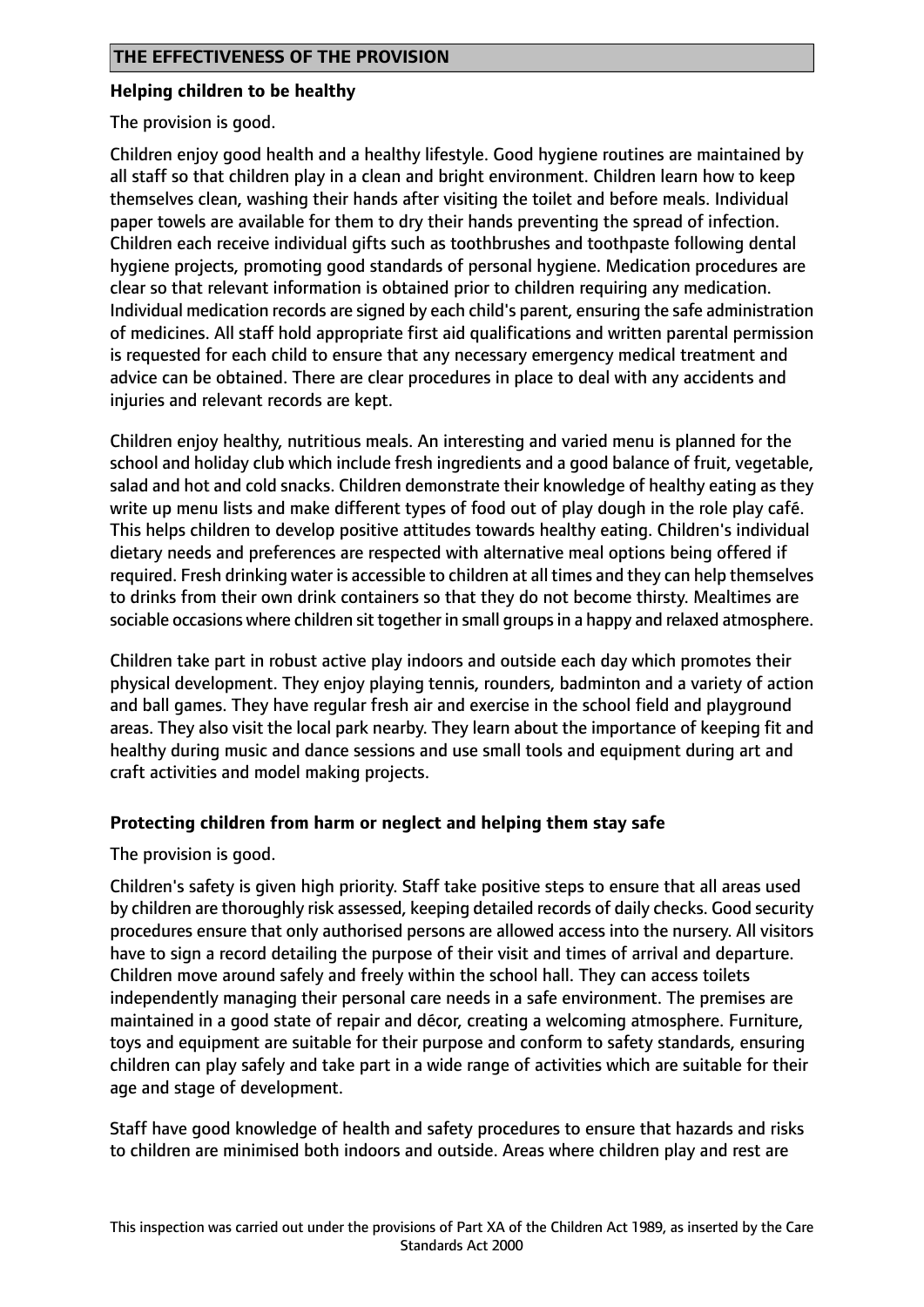## THE EFFECTIVENESS OF THE PROVISION

### Helping children to be healthy

The provision is good.

Children enjoy good health and a healthy lifestyle. Good hygiene routines are maintained by all staff so that children play in a clean and bright environment. Children learn how to keep themselves clean, washing their hands after visiting the toilet and before meals. Individual paper towels are available for them to dry their hands preventing the spread of infection. Children each receive individual gifts such as toothbrushes and toothpaste following dental hygiene projects, promoting good standards of personal hygiene. Medication procedures are clear so that relevant information is obtained prior to children requiring any medication. Individual medication records are signed by each child's parent, ensuring the safe administration of medicines. All staff hold appropriate first aid qualifications and written parental permission is requested for each child to ensure that any necessary emergency medical treatment and advice can be obtained. There are clear procedures in place to deal with any accidents and injuries and relevant records are kept.

Children enjoy healthy, nutritious meals. An interesting and varied menu is planned for the school and holiday club which include fresh ingredients and a good balance of fruit, vegetable, salad and hot and cold snacks. Children demonstrate their knowledge of healthy eating as they write up menu lists and make different types of food out of play dough in the role play café. This helps children to develop positive attitudes towards healthy eating. Children's individual dietary needs and preferences are respected with alternative meal options being offered if required. Fresh drinking water is accessible to children at all times and they can help themselves to drinks from their own drink containers so that they do not become thirsty. Mealtimes are sociable occasions where children sit together in small groups in a happy and relaxed atmosphere.

Children take part in robust active play indoors and outside each day which promotes their physical development. They enjoy playing tennis, rounders, badminton and a variety of action and ball games. They have regular fresh air and exercise in the school field and playground areas. They also visit the local park nearby. They learn about the importance of keeping fit and healthy during music and dance sessions and use small tools and equipment during art and craft activities and model making projects.

### Protecting children from harm or neglect and helping them stay safe

The provision is good.

Children's safety is given high priority. Staff take positive steps to ensure that all areas used by children are thoroughly risk assessed, keeping detailed records of daily checks. Good security procedures ensure that only authorised persons are allowed access into the nursery. All visitors have to sign a record detailing the purpose of their visit and times of arrival and departure. Children move around safely and freely within the school hall. They can access toilets independently managing their personal care needs in a safe environment. The premises are maintained in a good state of repair and décor, creating a welcoming atmosphere. Furniture, toys and equipment are suitable for their purpose and conform to safety standards, ensuring children can play safely and take part in a wide range of activities which are suitable for their age and stage of development.

Staff have good knowledge of health and safety procedures to ensure that hazards and risks to children are minimised both indoors and outside. Areas where children play and rest are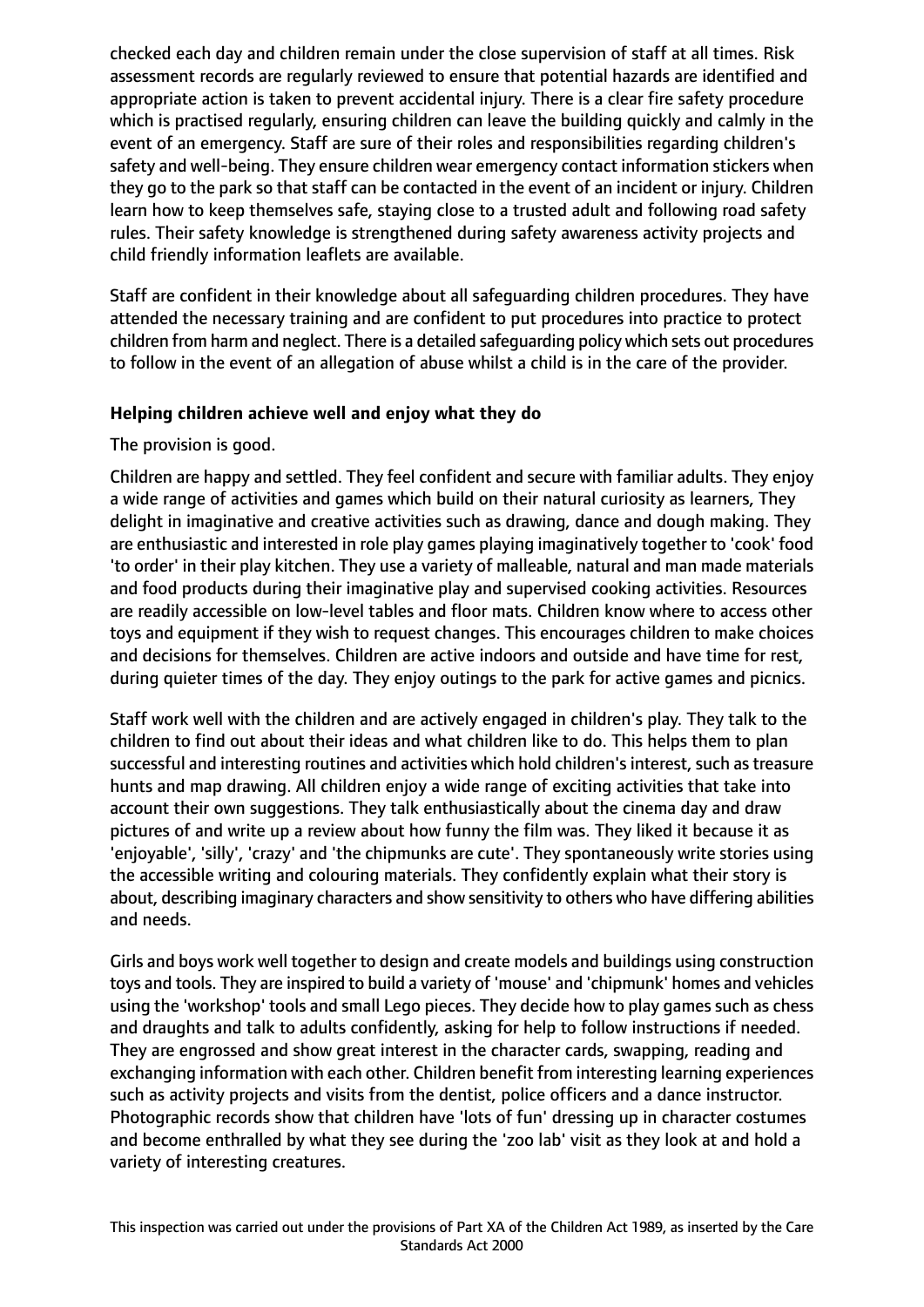checked each day and children remain under the close supervision of staff at all times. Risk assessment records are regularly reviewed to ensure that potential hazards are identified and appropriate action is taken to prevent accidental injury. There is a clear fire safety procedure which is practised regularly, ensuring children can leave the building quickly and calmly in the event of an emergency. Staff are sure of their roles and responsibilities regarding children's safety and well-being. They ensure children wear emergency contact information stickers when they go to the park so that staff can be contacted in the event of an incident or injury. Children learn how to keep themselves safe, staying close to a trusted adult and following road safety rules. Their safety knowledge is strengthened during safety awareness activity projects and child friendly information leaflets are available.

Staff are confident in their knowledge about all safeguarding children procedures. They have attended the necessary training and are confident to put procedures into practice to protect children from harm and neglect. There is a detailed safeguarding policy which sets out procedures to follow in the event of an allegation of abuse whilst a child is in the care of the provider.

### Helping children achieve well and enjoy what they do

The provision is good.

Children are happy and settled. They feel confident and secure with familiar adults. They enjoy a wide range of activities and games which build on their natural curiosity as learners, They delight in imaginative and creative activities such as drawing, dance and dough making. They are enthusiastic and interested in role play games playing imaginatively together to 'cook' food 'to order' in their play kitchen. They use a variety of malleable, natural and man made materials and food products during their imaginative play and supervised cooking activities. Resources are readily accessible on low-level tables and floor mats. Children know where to access other toys and equipment if they wish to request changes. This encourages children to make choices and decisions for themselves. Children are active indoors and outside and have time for rest, during quieter times of the day. They enjoy outings to the park for active games and picnics.

Staff work well with the children and are actively engaged in children's play. They talk to the children to find out about their ideas and what children like to do. This helps them to plan successful and interesting routines and activities which hold children's interest, such as treasure hunts and map drawing. All children enjoy a wide range of exciting activities that take into account their own suggestions. They talk enthusiastically about the cinema day and draw pictures of and write up a review about how funny the film was. They liked it because it as 'enjoyable', 'silly', 'crazy' and 'the chipmunks are cute'. They spontaneously write stories using the accessible writing and colouring materials. They confidently explain what their story is about, describing imaginary characters and show sensitivity to others who have differing abilities and needs.

Girls and boys work well together to design and create models and buildings using construction toys and tools. They are inspired to build a variety of 'mouse' and 'chipmunk' homes and vehicles using the 'workshop' tools and small Lego pieces. They decide how to play games such as chess and draughts and talk to adults confidently, asking for help to follow instructions if needed. They are engrossed and show great interest in the character cards, swapping, reading and exchanging information with each other. Children benefit from interesting learning experiences such as activity projects and visits from the dentist, police officers and a dance instructor. Photographic records show that children have 'lots of fun' dressing up in character costumes and become enthralled by what they see during the 'zoo lab' visit as they look at and hold a variety of interesting creatures.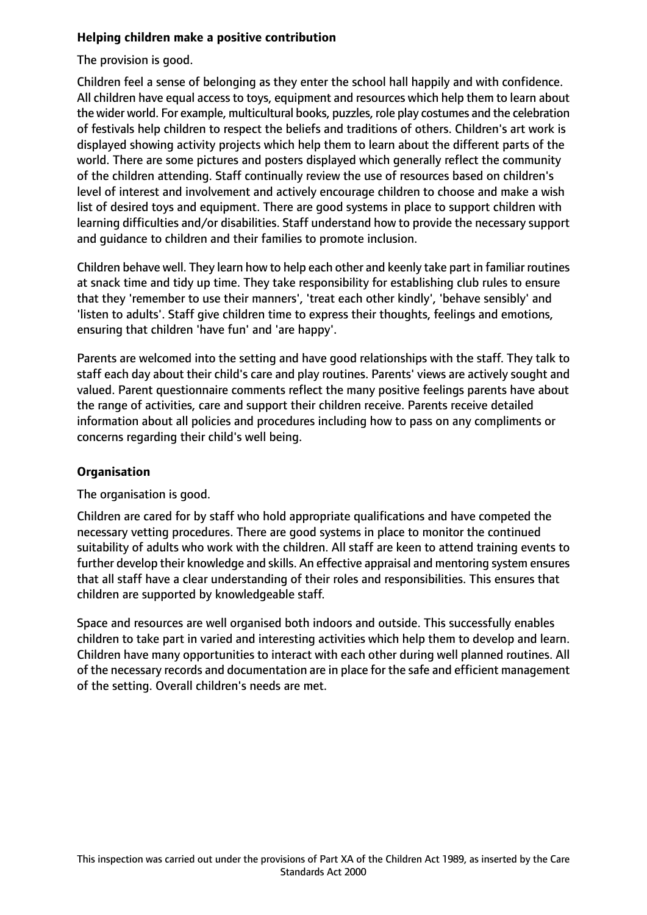### Helping children make a positive contribution

The provision is good.

Children feel a sense of belonging as they enter the school hall happily and with confidence. All children have equal access to toys, equipment and resources which help them to learn about the wider world. For example, multicultural books, puzzles, role play costumes and the celebration of festivals help children to respect the beliefs and traditions of others. Children's art work is displayed showing activity projects which help them to learn about the different parts of the world. There are some pictures and posters displayed which generally reflect the community of the children attending. Staff continually review the use of resources based on children's level of interest and involvement and actively encourage children to choose and make a wish list of desired toys and equipment. There are good systems in place to support children with learning difficulties and/or disabilities. Staff understand how to provide the necessary support and guidance to children and their families to promote inclusion.

Children behave well. They learn how to help each other and keenly take part in familiar routines at snack time and tidy up time. They take responsibility for establishing club rules to ensure that they 'remember to use their manners', 'treat each other kindly', 'behave sensibly' and 'listen to adults'. Staff give children time to express their thoughts, feelings and emotions, ensuring that children 'have fun' and 'are happy'.

Parents are welcomed into the setting and have good relationships with the staff. They talk to staff each day about their child's care and play routines. Parents' views are actively sought and valued. Parent questionnaire comments reflect the many positive feelings parents have about the range of activities, care and support their children receive. Parents receive detailed information about all policies and procedures including how to pass on any compliments or concerns regarding their child's well being.

### Organisation

The organisation is good.

Children are cared for by staff who hold appropriate qualifications and have competed the necessary vetting procedures. There are good systems in place to monitor the continued suitability of adults who work with the children. All staff are keen to attend training events to further develop their knowledge and skills. An effective appraisal and mentoring system ensures that all staff have a clear understanding of their roles and responsibilities. This ensures that children are supported by knowledgeable staff.

Space and resources are well organised both indoors and outside. This successfully enables children to take part in varied and interesting activities which help them to develop and learn. Children have many opportunities to interact with each other during well planned routines. All of the necessary records and documentation are in place for the safe and efficient management of the setting. Overall children's needs are met.

This inspection was carried out under the provisions of Part XA of the Children Act 1989, as inserted by the Care Standards Act 2000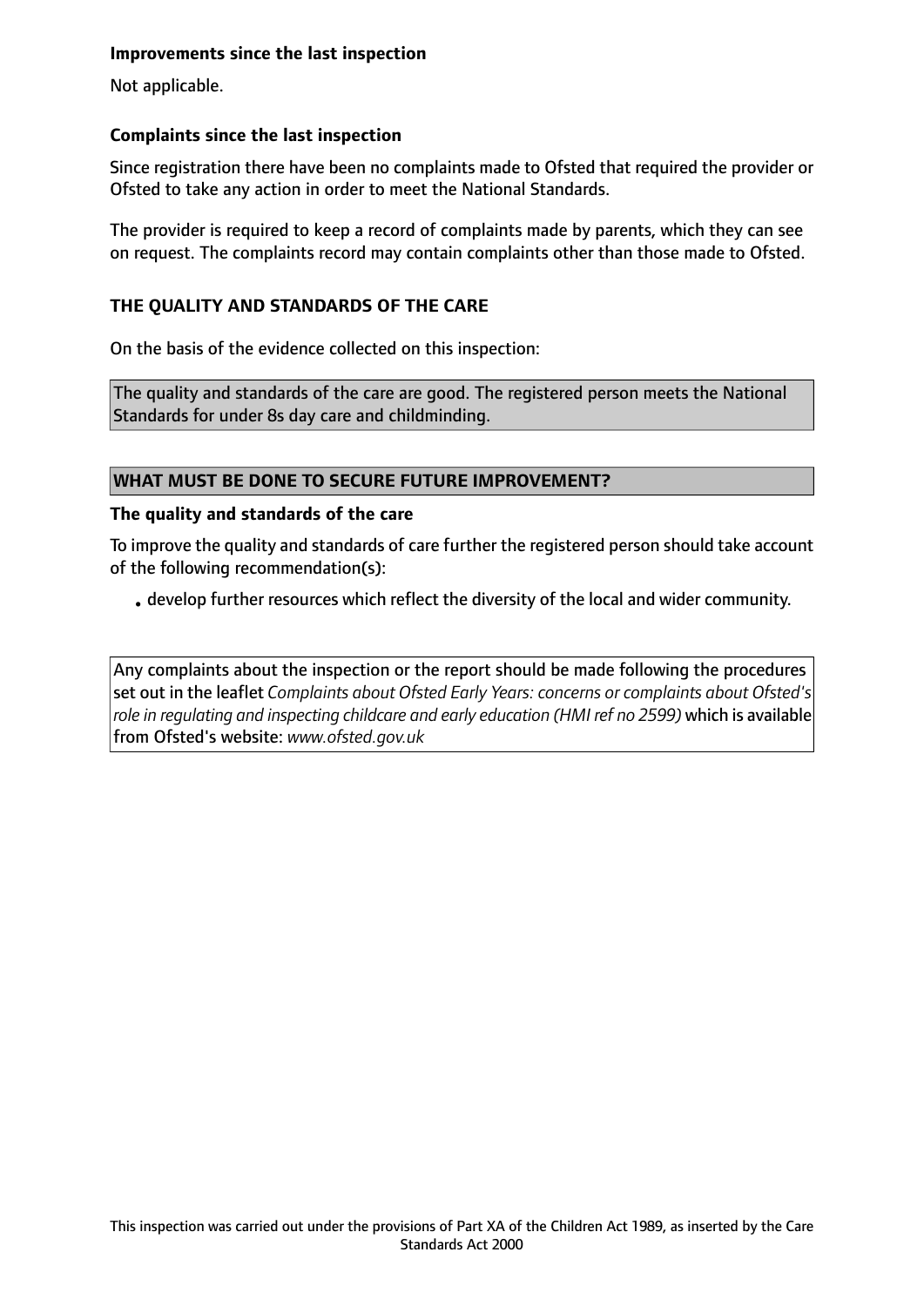**Improvements since the last inspection**

Not applicable.

**Complaints since the last inspection**

Since registration there have been no complaints made to Ofsted that required the provider or Ofsted to take any action in order to meet the National Standards.

The provider is required to keep a record of complaints made by parents, which they can see on request. The complaints record may contain complaints other than those made to Ofsted.

## THE QUALITY AND STANDARDS OF THE CARE

On the basis of the evidence collected on this inspection:

The quality and standards of the care are good. The registered person meets the National Standards for under 8s day care and childminding.

## WHAT MUST BE DONE TO SECURE FUTURE IMPROVEMENT?

**The quality and standards of the care**

To improve the quality and standards of care further the registered person should take account of the following recommendation(s):

- develop further resources which reflect the diversity of the local and wider community.

Any complaints about the inspection or the report should be made following the procedures set out in the leaflet *Complaints about Ofsted Early Years: concerns or complaints about Ofsted's role in regulating and inspecting childcare and early education (HMI ref no 2599)* which is available from Ofsted's website: *www.ofsted.gov.uk*

This inspection was carried out under the provisions of Part XA of the Children Act 1989, as inserted by the Care Standards Act 2000